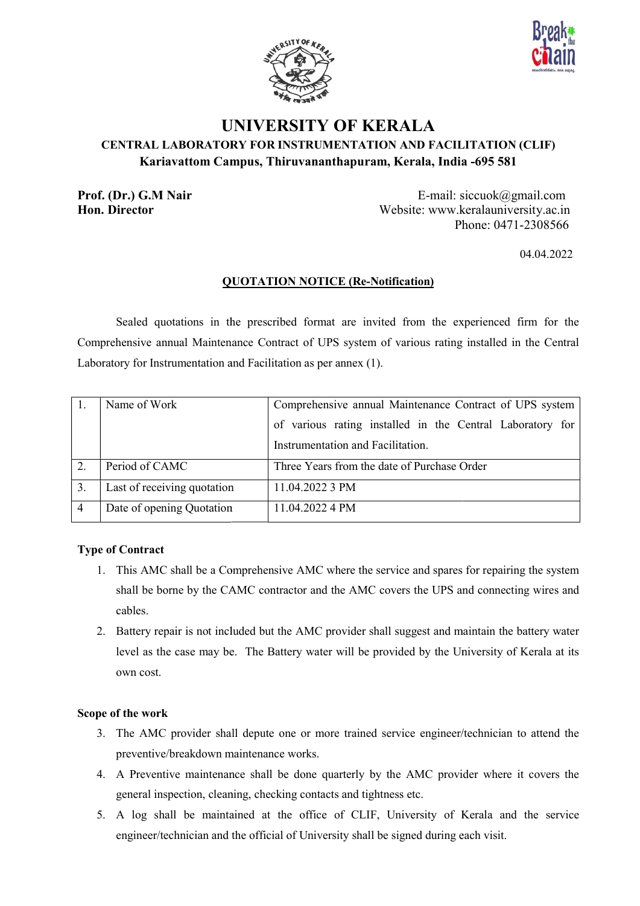# UNIVERSITY OF KERALA

## CENTRAL LABORATORY FOR INSTRUMENTATION AND FACILITATION (CLIF)

**Kariavattom Campus, Thiruvananthapuram, Kerala, India -695 581**

**Prof. (Dr.) G.M Nair**
**Hon. Director**

E-mail: siccuok@gmail.com
Website: www.keralauniversity.ac.in
Phone: 0471-2308566

04.04.2022

**QUOTATION NOTICE (Re-Notification)**

Sealed quotations in the prescribed format are invited from the experienced firm for the Comprehensive annual Maintenance Contract of UPS system of various rating installed in the Central Laboratory for Instrumentation and Facilitation as per annex (1).

| | | |
|---|---|---|
| 1. | Name of Work | Comprehensive annual Maintenance Contract of UPS system of various rating installed in the Central Laboratory for Instrumentation and Facilitation. |
| 2. | Period of CAMC | Three Years from the date of Purchase Order |
| 3. | Last of receiving quotation | 11.04.2022 3 PM |
| 4 | Date of opening Quotation | 11.04.2022 4 PM |

**Type of Contract**

1. This AMC shall be a Comprehensive AMC where the service and spares for repairing the system shall be borne by the CAMC contractor and the AMC covers the UPS and connecting wires and cables.
2. Battery repair is not included but the AMC provider shall suggest and maintain the battery water level as the case may be. The Battery water will be provided by the University of Kerala at its own cost.

**Scope of the work**

3. The AMC provider shall depute one or more trained service engineer/technician to attend the preventive/breakdown maintenance works.
4. A Preventive maintenance shall be done quarterly by the AMC provider where it covers the general inspection, cleaning, checking contacts and tightness etc.
5. A log shall be maintained at the office of CLIF, University of Kerala and the service engineer/technician and the official of University shall be signed during each visit.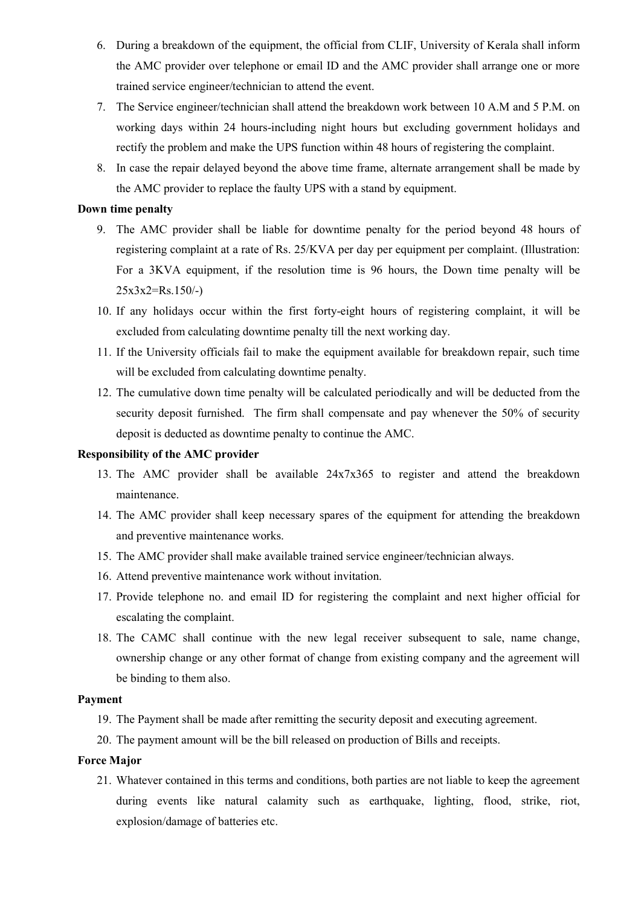6. During a breakdown of the equipment, the official from CLIF, University of Kerala shall inform the AMC provider over telephone or email ID and the AMC provider shall arrange one or more trained service engineer/technician to attend the event.
7. The Service engineer/technician shall attend the breakdown work between 10 A.M and 5 P.M. on working days within 24 hours-including night hours but excluding government holidays and rectify the problem and make the UPS function within 48 hours of registering the complaint.
8. In case the repair delayed beyond the above time frame, alternate arrangement shall be made by the AMC provider to replace the faulty UPS with a stand by equipment.

**Down time penalty**

9. The AMC provider shall be liable for downtime penalty for the period beyond 48 hours of registering complaint at a rate of Rs. 25/KVA per day per equipment per complaint. (Illustration: For a 3KVA equipment, if the resolution time is 96 hours, the Down time penalty will be 25x3x2=Rs.150/-)
10. If any holidays occur within the first forty-eight hours of registering complaint, it will be excluded from calculating downtime penalty till the next working day.
11. If the University officials fail to make the equipment available for breakdown repair, such time will be excluded from calculating downtime penalty.
12. The cumulative down time penalty will be calculated periodically and will be deducted from the security deposit furnished. The firm shall compensate and pay whenever the 50% of security deposit is deducted as downtime penalty to continue the AMC.

**Responsibility of the AMC provider**

13. The AMC provider shall be available 24x7x365 to register and attend the breakdown maintenance.
14. The AMC provider shall keep necessary spares of the equipment for attending the breakdown and preventive maintenance works.
15. The AMC provider shall make available trained service engineer/technician always.
16. Attend preventive maintenance work without invitation.
17. Provide telephone no. and email ID for registering the complaint and next higher official for escalating the complaint.
18. The CAMC shall continue with the new legal receiver subsequent to sale, name change, ownership change or any other format of change from existing company and the agreement will be binding to them also.

**Payment**

19. The Payment shall be made after remitting the security deposit and executing agreement.
20. The payment amount will be the bill released on production of Bills and receipts.

**Force Major**

21. Whatever contained in this terms and conditions, both parties are not liable to keep the agreement during events like natural calamity such as earthquake, lighting, flood, strike, riot, explosion/damage of batteries etc.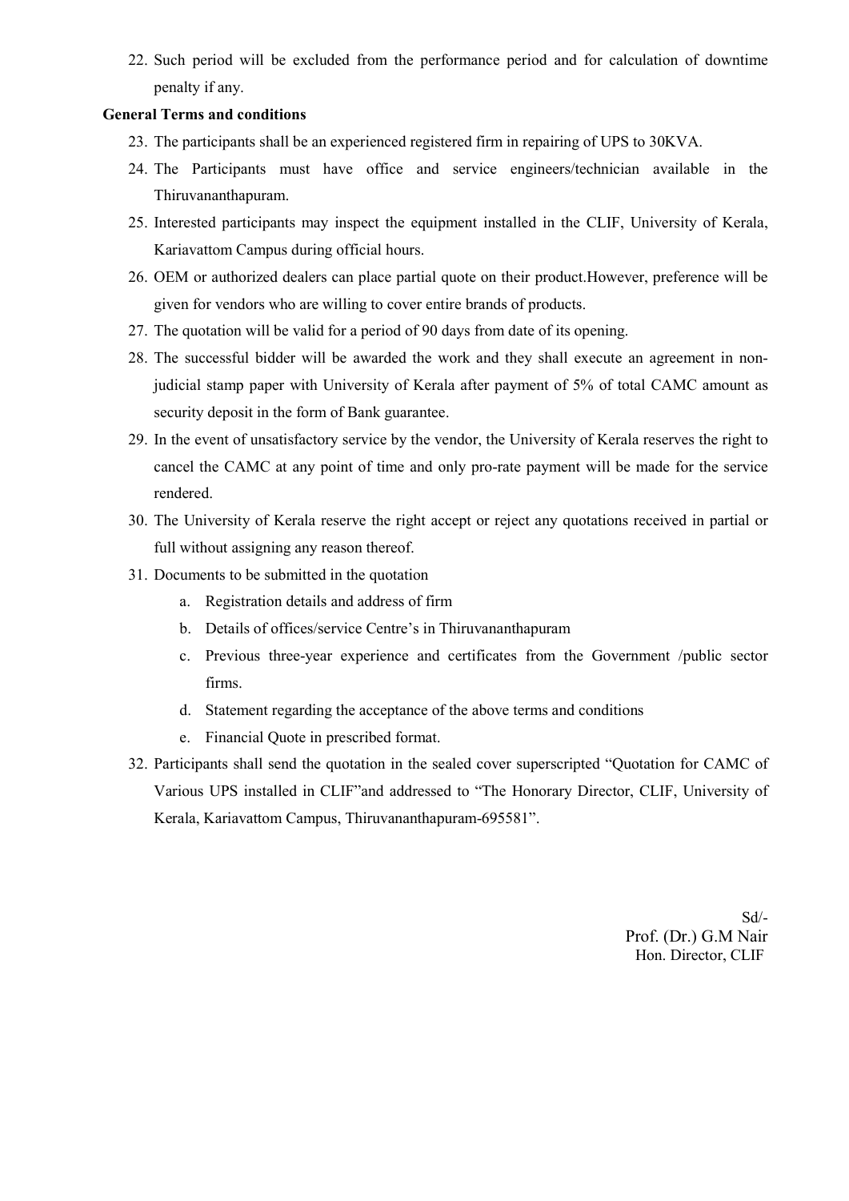22. Such period will be excluded from the performance period and for calculation of downtime penalty if any.

**General Terms and conditions**

23. The participants shall be an experienced registered firm in repairing of UPS to 30KVA.
24. The Participants must have office and service engineers/technician available in the Thiruvananthapuram.
25. Interested participants may inspect the equipment installed in the CLIF, University of Kerala, Kariavattom Campus during official hours.
26. OEM or authorized dealers can place partial quote on their product.However, preference will be given for vendors who are willing to cover entire brands of products.
27. The quotation will be valid for a period of 90 days from date of its opening.
28. The successful bidder will be awarded the work and they shall execute an agreement in non-judicial stamp paper with University of Kerala after payment of 5% of total CAMC amount as security deposit in the form of Bank guarantee.
29. In the event of unsatisfactory service by the vendor, the University of Kerala reserves the right to cancel the CAMC at any point of time and only pro-rate payment will be made for the service rendered.
30. The University of Kerala reserve the right accept or reject any quotations received in partial or full without assigning any reason thereof.
31. Documents to be submitted in the quotation
    a. Registration details and address of firm
    b. Details of offices/service Centre's in Thiruvananthapuram
    c. Previous three-year experience and certificates from the Government /public sector firms.
    d. Statement regarding the acceptance of the above terms and conditions
    e. Financial Quote in prescribed format.
32. Participants shall send the quotation in the sealed cover superscripted "Quotation for CAMC of Various UPS installed in CLIF"and addressed to "The Honorary Director, CLIF, University of Kerala, Kariavattom Campus, Thiruvananthapuram-695581".

Sd/-
Prof. (Dr.) G.M Nair
Hon. Director, CLIF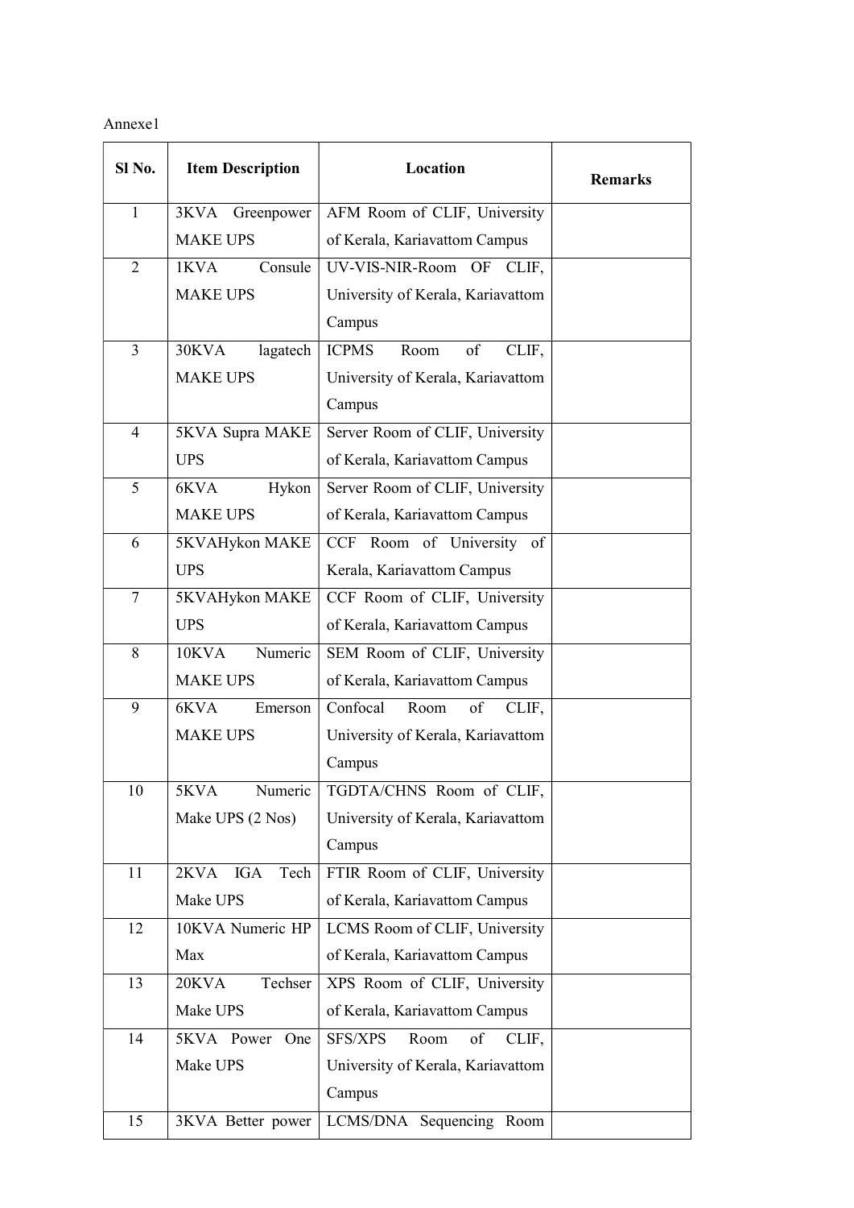Annexe1

| Sl No. | Item Description | Location | Remarks |
|---|---|---|---|
| 1 | 3KVA Greenpower MAKE UPS | AFM Room of CLIF, University of Kerala, Kariavattom Campus | |
| 2 | 1KVA Consule MAKE UPS | UV-VIS-NIR-Room OF CLIF, University of Kerala, Kariavattom Campus | |
| 3 | 30KVA lagatech MAKE UPS | ICPMS Room of CLIF, University of Kerala, Kariavattom Campus | |
| 4 | 5KVA Supra MAKE UPS | Server Room of CLIF, University of Kerala, Kariavattom Campus | |
| 5 | 6KVA Hykon MAKE UPS | Server Room of CLIF, University of Kerala, Kariavattom Campus | |
| 6 | 5KVAHykon MAKE UPS | CCF Room of University of Kerala, Kariavattom Campus | |
| 7 | 5KVAHykon MAKE UPS | CCF Room of CLIF, University of Kerala, Kariavattom Campus | |
| 8 | 10KVA Numeric MAKE UPS | SEM Room of CLIF, University of Kerala, Kariavattom Campus | |
| 9 | 6KVA Emerson MAKE UPS | Confocal Room of CLIF, University of Kerala, Kariavattom Campus | |
| 10 | 5KVA Numeric Make UPS (2 Nos) | TGDTA/CHNS Room of CLIF, University of Kerala, Kariavattom Campus | |
| 11 | 2KVA IGA Tech Make UPS | FTIR Room of CLIF, University of Kerala, Kariavattom Campus | |
| 12 | 10KVA Numeric HP Max | LCMS Room of CLIF, University of Kerala, Kariavattom Campus | |
| 13 | 20KVA Techser Make UPS | XPS Room of CLIF, University of Kerala, Kariavattom Campus | |
| 14 | 5KVA Power One Make UPS | SFS/XPS Room of CLIF, University of Kerala, Kariavattom Campus | |
| 15 | 3KVA Better power | LCMS/DNA Sequencing Room | |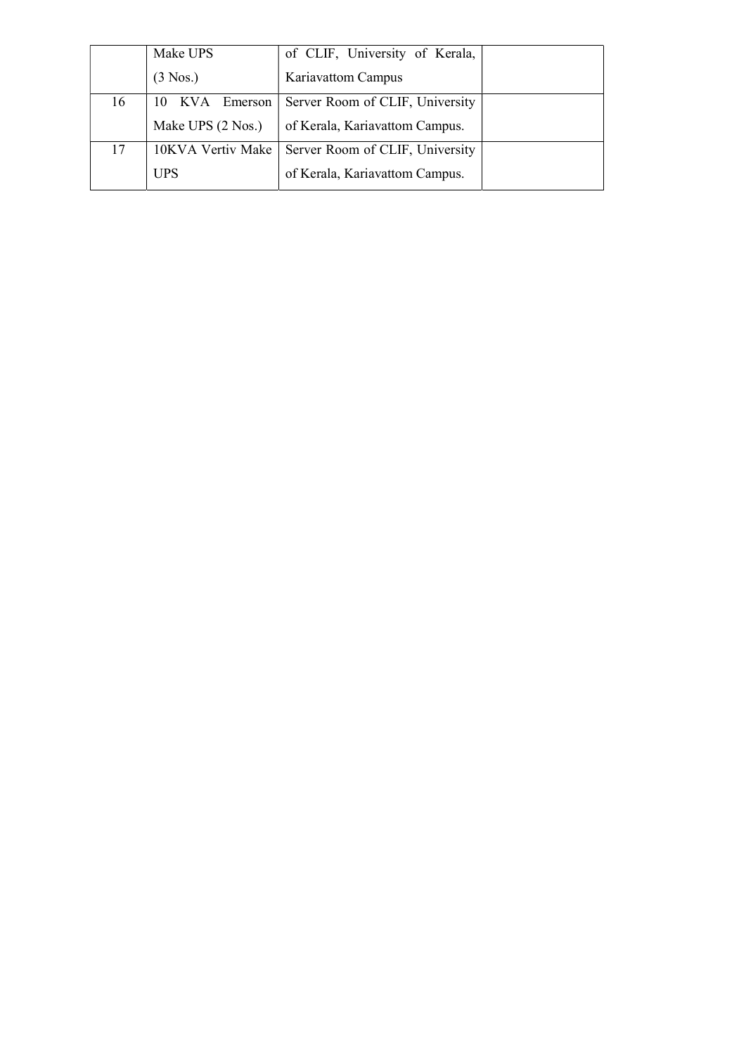| | | | |
|---|---|---|---|
| | Make UPS (3 Nos.) | of CLIF, University of Kerala, Kariavattom Campus | |
| 16 | 10 KVA Emerson Make UPS (2 Nos.) | Server Room of CLIF, University of Kerala, Kariavattom Campus. | |
| 17 | 10KVA Vertiv Make UPS | Server Room of CLIF, University of Kerala, Kariavattom Campus. | |